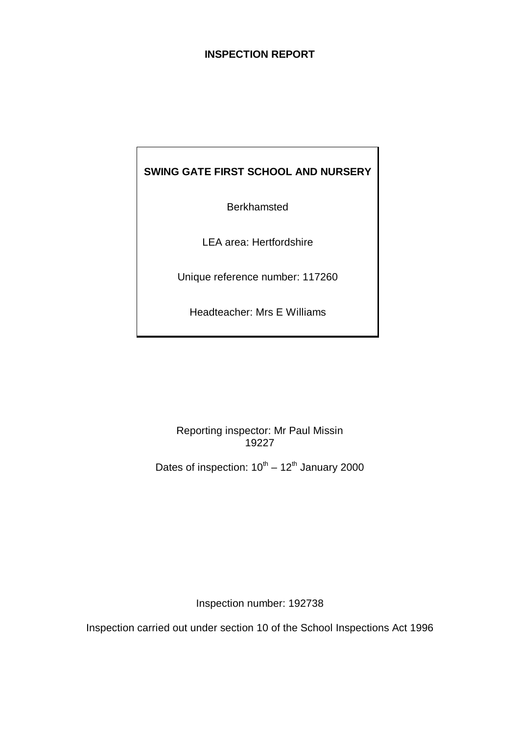# INSPECTION REPORT

**SWING GATE FIRST SCHOOL AND NURSERY**

Berkhamsted

LEA area: Hertfordshire

Unique reference number: 117260

Headteacher: Mrs E Williams

Reporting inspector: Mr Paul Missin
19227

Dates of inspection: 10th – 12th January 2000

Inspection number: 192738

Inspection carried out under section 10 of the School Inspections Act 1996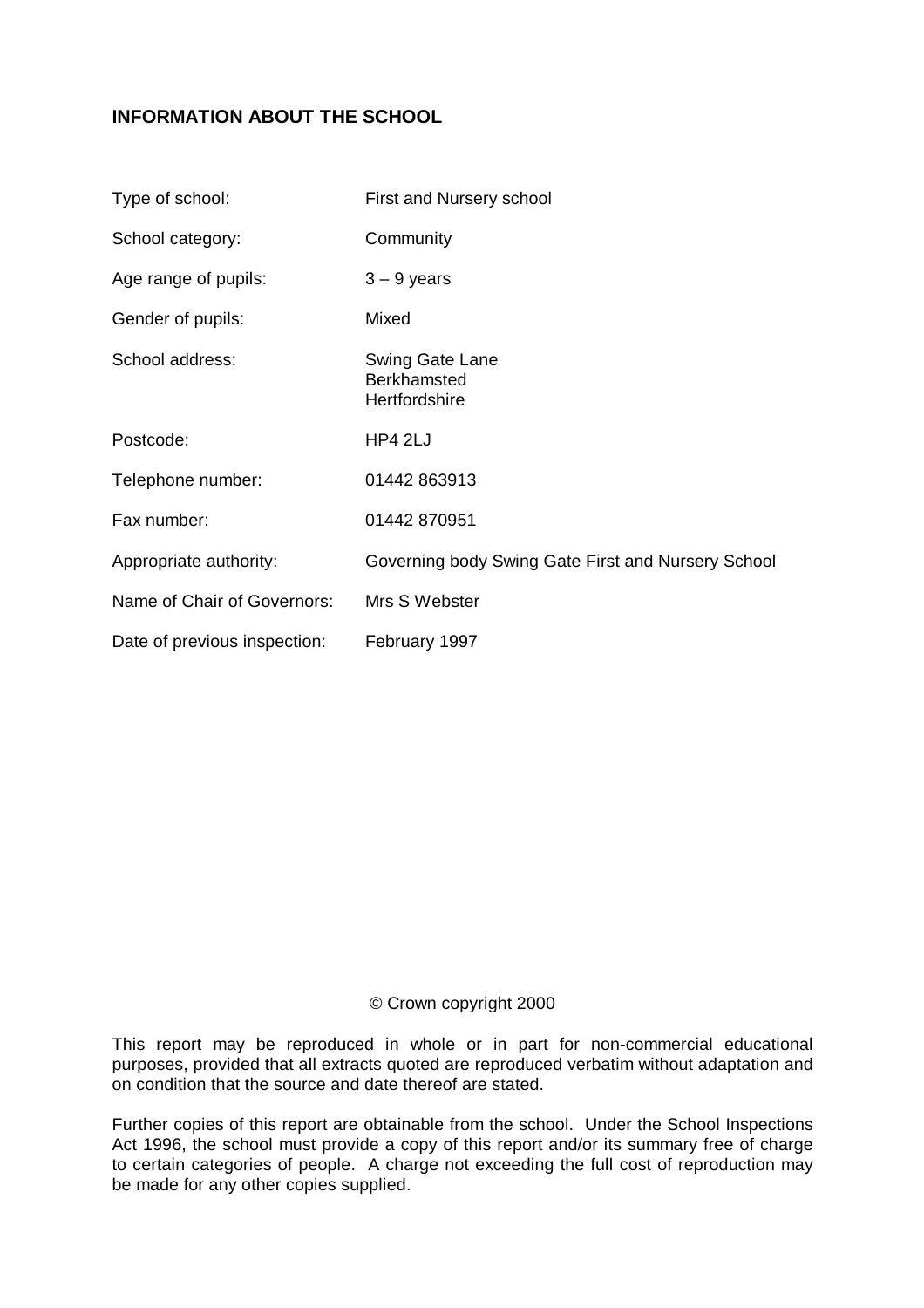## INFORMATION ABOUT THE SCHOOL

| | |
|---|---|
| Type of school: | First and Nursery school |
| School category: | Community |
| Age range of pupils: | 3 – 9 years |
| Gender of pupils: | Mixed |
| School address: | Swing Gate Lane<br>Berkhamsted<br>Hertfordshire |
| Postcode: | HP4 2LJ |
| Telephone number: | 01442 863913 |
| Fax number: | 01442 870951 |
| Appropriate authority: | Governing body Swing Gate First and Nursery School |
| Name of Chair of Governors: | Mrs S Webster |
| Date of previous inspection: | February 1997 |

© Crown copyright 2000

This report may be reproduced in whole or in part for non-commercial educational purposes, provided that all extracts quoted are reproduced verbatim without adaptation and on condition that the source and date thereof are stated.

Further copies of this report are obtainable from the school. Under the School Inspections Act 1996, the school must provide a copy of this report and/or its summary free of charge to certain categories of people. A charge not exceeding the full cost of reproduction may be made for any other copies supplied.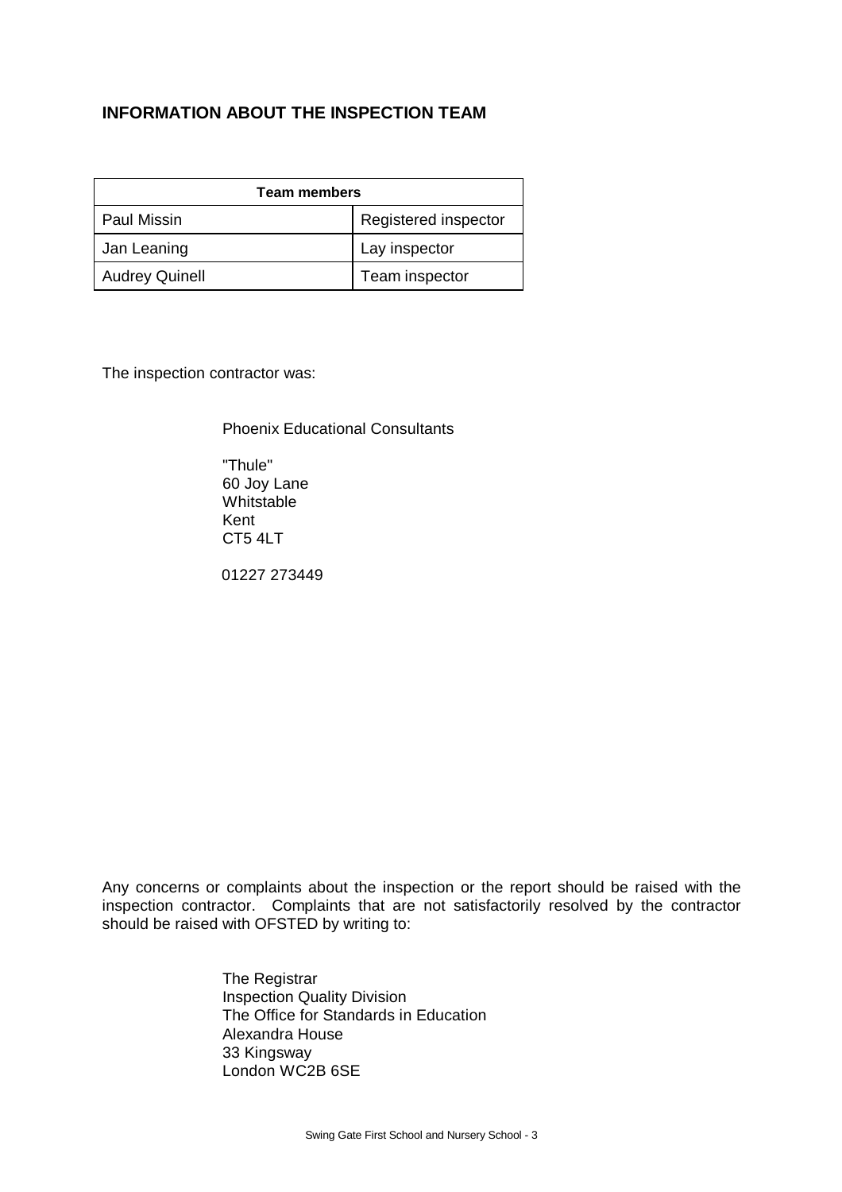## INFORMATION ABOUT THE INSPECTION TEAM

| Team members | |
|---|---|
| Paul Missin | Registered inspector |
| Jan Leaning | Lay inspector |
| Audrey Quinell | Team inspector |

The inspection contractor was:

Phoenix Educational Consultants

"Thule"
60 Joy Lane
Whitstable
Kent
CT5 4LT

01227 273449

Any concerns or complaints about the inspection or the report should be raised with the inspection contractor. Complaints that are not satisfactorily resolved by the contractor should be raised with OFSTED by writing to:

The Registrar
Inspection Quality Division
The Office for Standards in Education
Alexandra House
33 Kingsway
London WC2B 6SE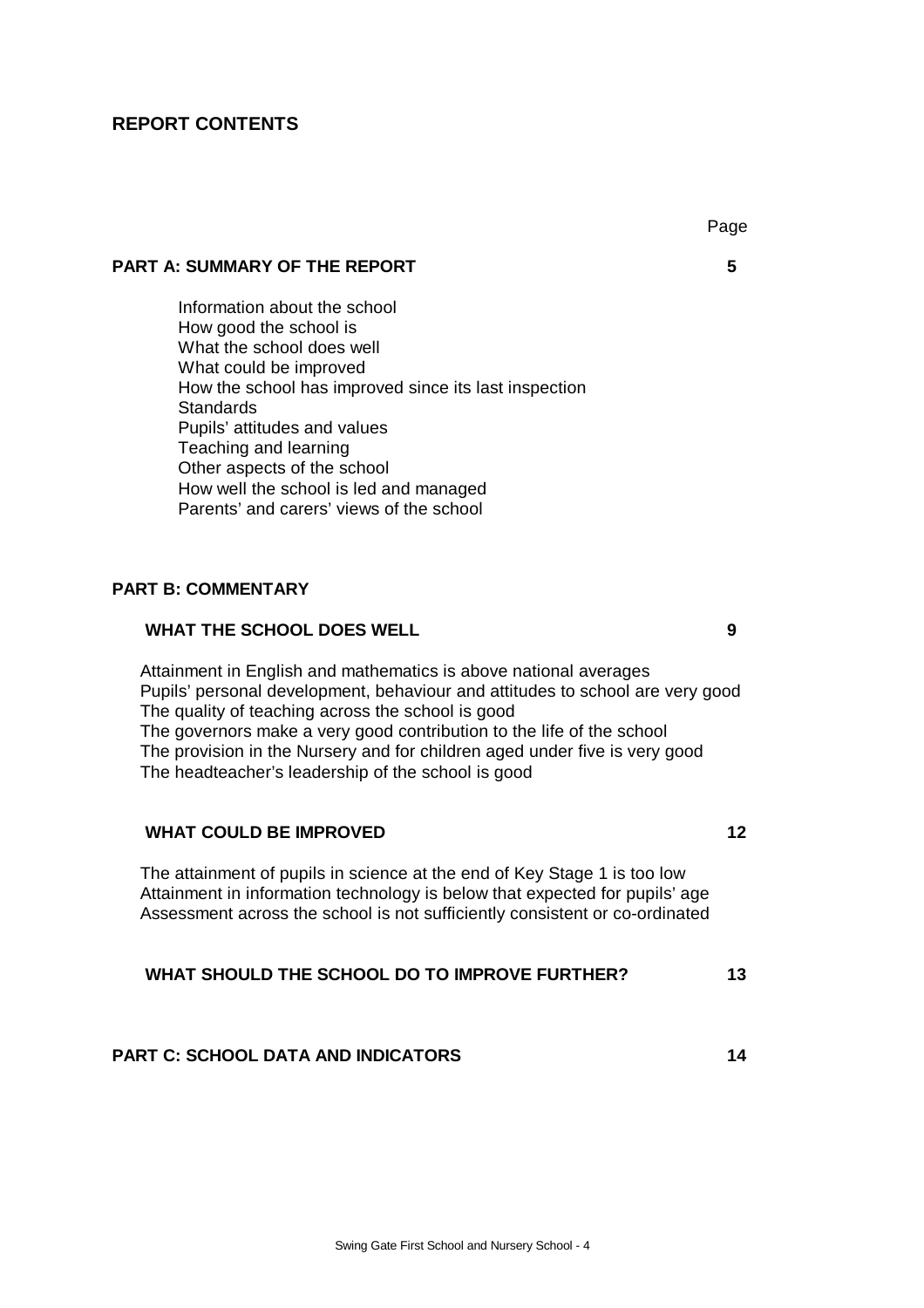## REPORT CONTENTS

| | Page |
|---|---|
| **PART A: SUMMARY OF THE REPORT** | **5** |
| Information about the school<br>How good the school is<br>What the school does well<br>What could be improved<br>How the school has improved since its last inspection<br>Standards<br>Pupils' attitudes and values<br>Teaching and learning<br>Other aspects of the school<br>How well the school is led and managed<br>Parents' and carers' views of the school | |
| **PART B: COMMENTARY** | |
| **WHAT THE SCHOOL DOES WELL** | **9** |
| Attainment in English and mathematics is above national averages<br>Pupils' personal development, behaviour and attitudes to school are very good<br>The quality of teaching across the school is good<br>The governors make a very good contribution to the life of the school<br>The provision in the Nursery and for children aged under five is very good<br>The headteacher's leadership of the school is good | |
| **WHAT COULD BE IMPROVED** | **12** |
| The attainment of pupils in science at the end of Key Stage 1 is too low<br>Attainment in information technology is below that expected for pupils' age<br>Assessment across the school is not sufficiently consistent or co-ordinated | |
| **WHAT SHOULD THE SCHOOL DO TO IMPROVE FURTHER?** | **13** |
| **PART C: SCHOOL DATA AND INDICATORS** | **14** |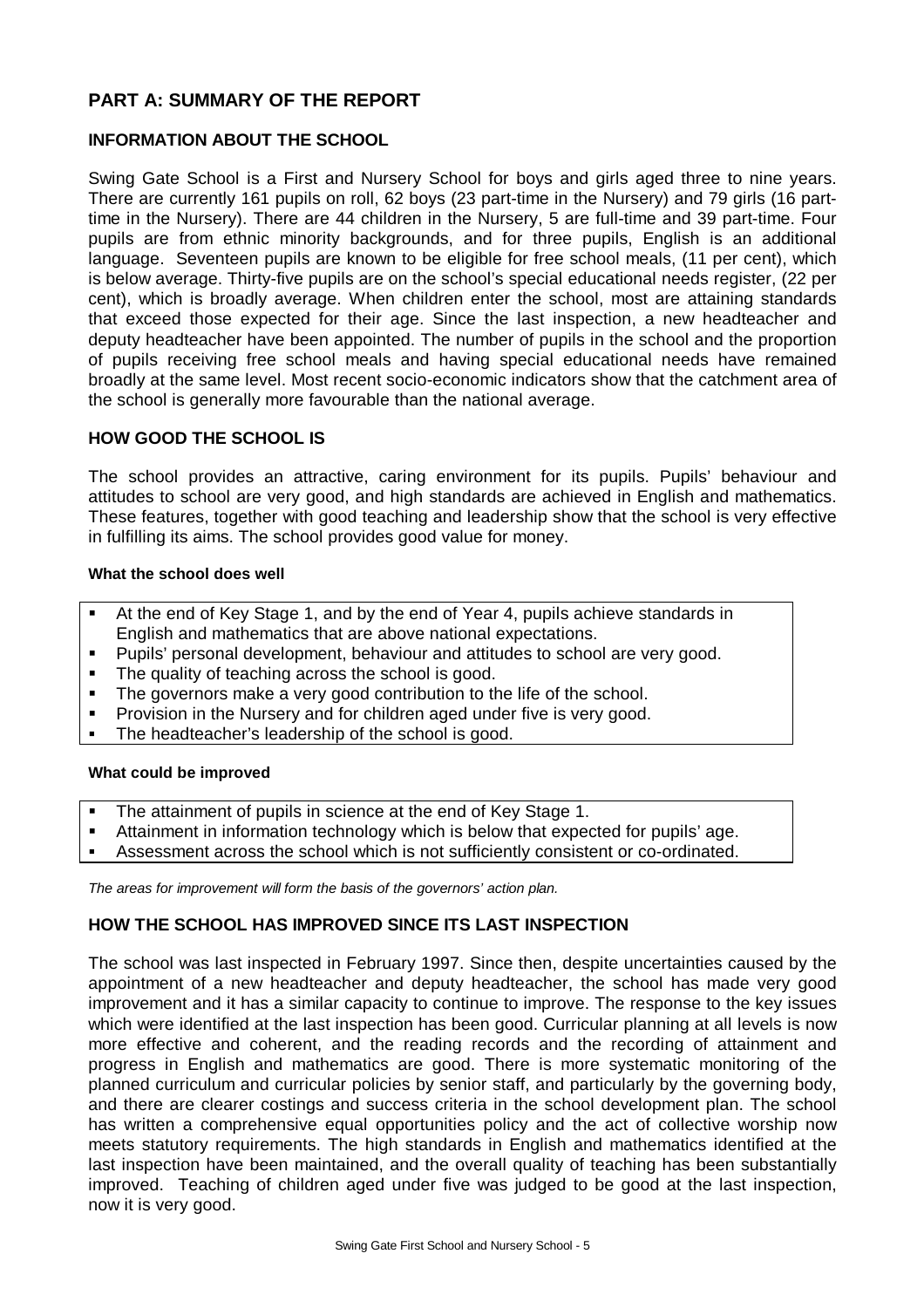# PART A: SUMMARY OF THE REPORT

## INFORMATION ABOUT THE SCHOOL

Swing Gate School is a First and Nursery School for boys and girls aged three to nine years. There are currently 161 pupils on roll, 62 boys (23 part-time in the Nursery) and 79 girls (16 part-time in the Nursery). There are 44 children in the Nursery, 5 are full-time and 39 part-time. Four pupils are from ethnic minority backgrounds, and for three pupils, English is an additional language. Seventeen pupils are known to be eligible for free school meals, (11 per cent), which is below average. Thirty-five pupils are on the school's special educational needs register, (22 per cent), which is broadly average. When children enter the school, most are attaining standards that exceed those expected for their age. Since the last inspection, a new headteacher and deputy headteacher have been appointed. The number of pupils in the school and the proportion of pupils receiving free school meals and having special educational needs have remained broadly at the same level. Most recent socio-economic indicators show that the catchment area of the school is generally more favourable than the national average.

## HOW GOOD THE SCHOOL IS

The school provides an attractive, caring environment for its pupils. Pupils' behaviour and attitudes to school are very good, and high standards are achieved in English and mathematics. These features, together with good teaching and leadership show that the school is very effective in fulfilling its aims. The school provides good value for money.

**What the school does well**

- At the end of Key Stage 1, and by the end of Year 4, pupils achieve standards in English and mathematics that are above national expectations.
- Pupils' personal development, behaviour and attitudes to school are very good.
- The quality of teaching across the school is good.
- The governors make a very good contribution to the life of the school.
- Provision in the Nursery and for children aged under five is very good.
- The headteacher's leadership of the school is good.

**What could be improved**

- The attainment of pupils in science at the end of Key Stage 1.
- Attainment in information technology which is below that expected for pupils' age.
- Assessment across the school which is not sufficiently consistent or co-ordinated.

*The areas for improvement will form the basis of the governors' action plan.*

## HOW THE SCHOOL HAS IMPROVED SINCE ITS LAST INSPECTION

The school was last inspected in February 1997. Since then, despite uncertainties caused by the appointment of a new headteacher and deputy headteacher, the school has made very good improvement and it has a similar capacity to continue to improve. The response to the key issues which were identified at the last inspection has been good. Curricular planning at all levels is now more effective and coherent, and the reading records and the recording of attainment and progress in English and mathematics are good. There is more systematic monitoring of the planned curriculum and curricular policies by senior staff, and particularly by the governing body, and there are clearer costings and success criteria in the school development plan. The school has written a comprehensive equal opportunities policy and the act of collective worship now meets statutory requirements. The high standards in English and mathematics identified at the last inspection have been maintained, and the overall quality of teaching has been substantially improved. Teaching of children aged under five was judged to be good at the last inspection, now it is very good.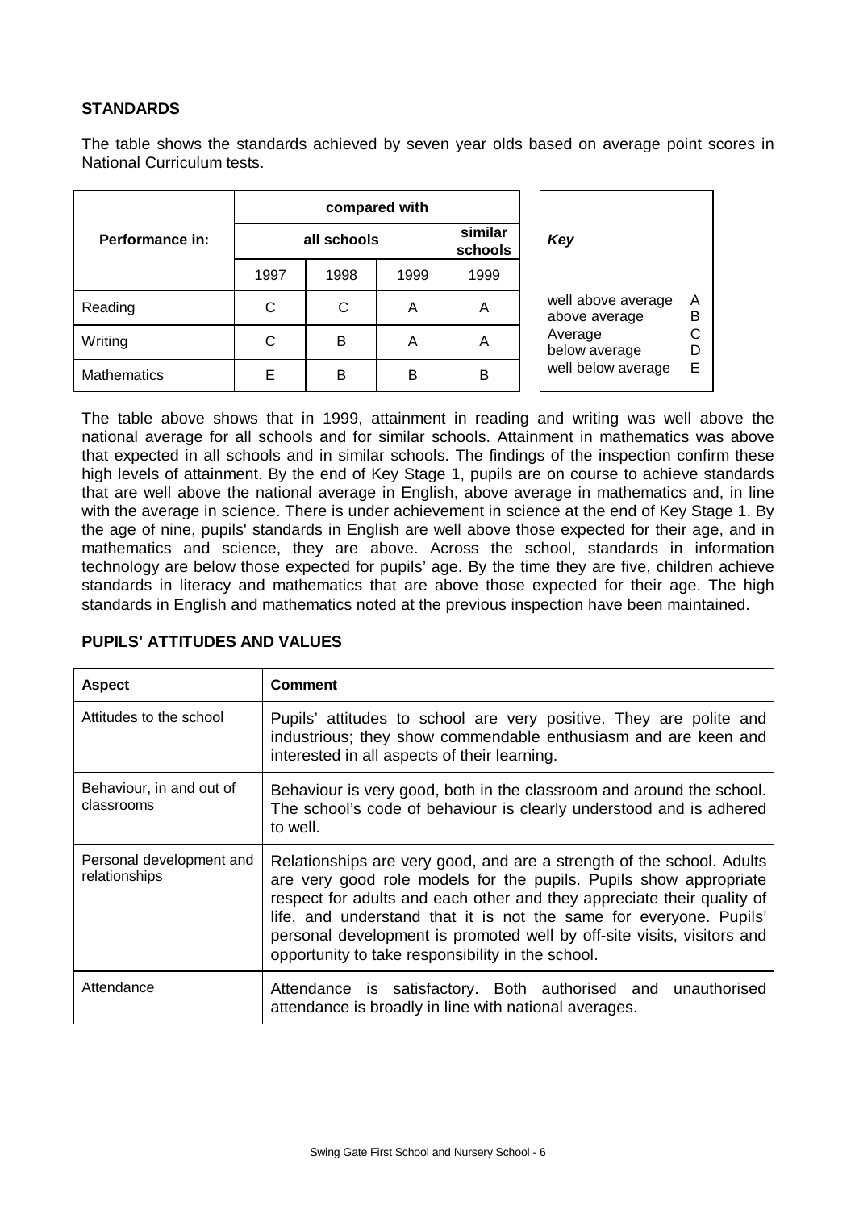## STANDARDS

The table shows the standards achieved by seven year olds based on average point scores in National Curriculum tests.

| Performance in: | compared with | | | |
|---|---|---|---|---|
| | all schools | | | similar schools |
| | 1997 | 1998 | 1999 | 1999 |
| Reading | C | C | A | A |
| Writing | C | B | A | A |
| Mathematics | E | B | B | B |

| *Key* | |
|---|---|
| well above average | A |
| above average | B |
| Average | C |
| below average | D |
| well below average | E |

The table above shows that in 1999, attainment in reading and writing was well above the national average for all schools and for similar schools. Attainment in mathematics was above that expected in all schools and in similar schools. The findings of the inspection confirm these high levels of attainment. By the end of Key Stage 1, pupils are on course to achieve standards that are well above the national average in English, above average in mathematics and, in line with the average in science. There is under achievement in science at the end of Key Stage 1. By the age of nine, pupils' standards in English are well above those expected for their age, and in mathematics and science, they are above. Across the school, standards in information technology are below those expected for pupils' age. By the time they are five, children achieve standards in literacy and mathematics that are above those expected for their age. The high standards in English and mathematics noted at the previous inspection have been maintained.

## PUPILS' ATTITUDES AND VALUES

| Aspect | Comment |
|---|---|
| Attitudes to the school | Pupils' attitudes to school are very positive. They are polite and industrious; they show commendable enthusiasm and are keen and interested in all aspects of their learning. |
| Behaviour, in and out of classrooms | Behaviour is very good, both in the classroom and around the school. The school's code of behaviour is clearly understood and is adhered to well. |
| Personal development and relationships | Relationships are very good, and are a strength of the school. Adults are very good role models for the pupils. Pupils show appropriate respect for adults and each other and they appreciate their quality of life, and understand that it is not the same for everyone. Pupils' personal development is promoted well by off-site visits, visitors and opportunity to take responsibility in the school. |
| Attendance | Attendance is satisfactory. Both authorised and unauthorised attendance is broadly in line with national averages. |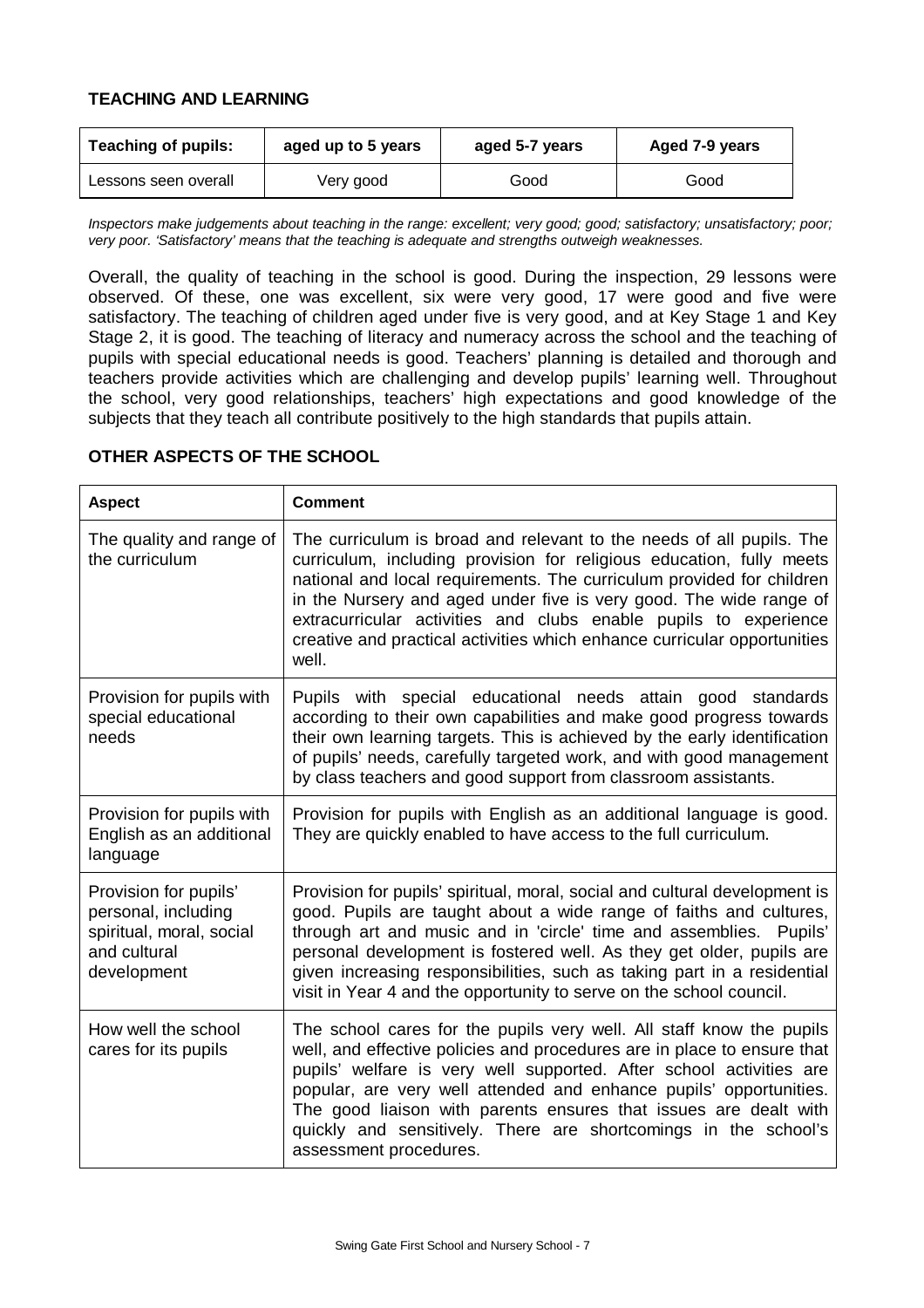## TEACHING AND LEARNING

| Teaching of pupils: | aged up to 5 years | aged 5-7 years | Aged 7-9 years |
|---|---|---|---|
| Lessons seen overall | Very good | Good | Good |

*Inspectors make judgements about teaching in the range: excellent; very good; good; satisfactory; unsatisfactory; poor; very poor. 'Satisfactory' means that the teaching is adequate and strengths outweigh weaknesses.*

Overall, the quality of teaching in the school is good. During the inspection, 29 lessons were observed. Of these, one was excellent, six were very good, 17 were good and five were satisfactory. The teaching of children aged under five is very good, and at Key Stage 1 and Key Stage 2, it is good. The teaching of literacy and numeracy across the school and the teaching of pupils with special educational needs is good. Teachers' planning is detailed and thorough and teachers provide activities which are challenging and develop pupils' learning well. Throughout the school, very good relationships, teachers' high expectations and good knowledge of the subjects that they teach all contribute positively to the high standards that pupils attain.

## OTHER ASPECTS OF THE SCHOOL

| Aspect | Comment |
|---|---|
| The quality and range of the curriculum | The curriculum is broad and relevant to the needs of all pupils. The curriculum, including provision for religious education, fully meets national and local requirements. The curriculum provided for children in the Nursery and aged under five is very good. The wide range of extracurricular activities and clubs enable pupils to experience creative and practical activities which enhance curricular opportunities well. |
| Provision for pupils with special educational needs | Pupils with special educational needs attain good standards according to their own capabilities and make good progress towards their own learning targets. This is achieved by the early identification of pupils' needs, carefully targeted work, and with good management by class teachers and good support from classroom assistants. |
| Provision for pupils with English as an additional language | Provision for pupils with English as an additional language is good. They are quickly enabled to have access to the full curriculum. |
| Provision for pupils' personal, including spiritual, moral, social and cultural development | Provision for pupils' spiritual, moral, social and cultural development is good. Pupils are taught about a wide range of faiths and cultures, through art and music and in 'circle' time and assemblies. Pupils' personal development is fostered well. As they get older, pupils are given increasing responsibilities, such as taking part in a residential visit in Year 4 and the opportunity to serve on the school council. |
| How well the school cares for its pupils | The school cares for the pupils very well. All staff know the pupils well, and effective policies and procedures are in place to ensure that pupils' welfare is very well supported. After school activities are popular, are very well attended and enhance pupils' opportunities. The good liaison with parents ensures that issues are dealt with quickly and sensitively. There are shortcomings in the school's assessment procedures. |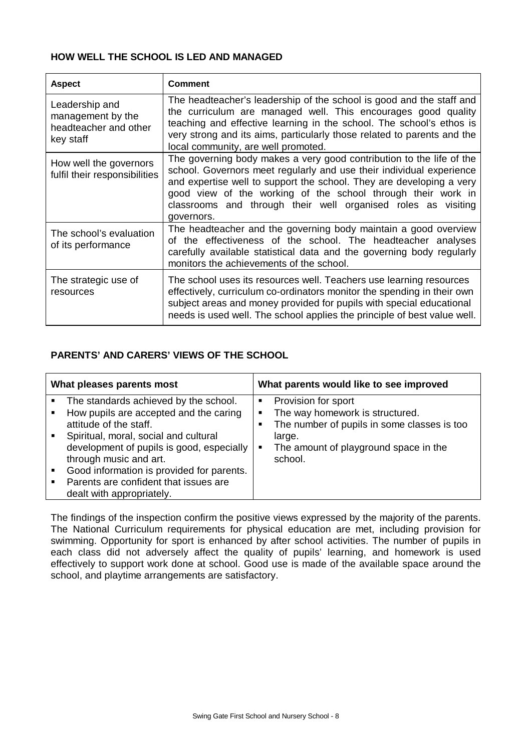### HOW WELL THE SCHOOL IS LED AND MANAGED

| Aspect | Comment |
|---|---|
| Leadership and management by the headteacher and other key staff | The headteacher's leadership of the school is good and the staff and the curriculum are managed well. This encourages good quality teaching and effective learning in the school. The school's ethos is very strong and its aims, particularly those related to parents and the local community, are well promoted. |
| How well the governors fulfil their responsibilities | The governing body makes a very good contribution to the life of the school. Governors meet regularly and use their individual experience and expertise well to support the school. They are developing a very good view of the working of the school through their work in classrooms and through their well organised roles as visiting governors. |
| The school's evaluation of its performance | The headteacher and the governing body maintain a good overview of the effectiveness of the school. The headteacher analyses carefully available statistical data and the governing body regularly monitors the achievements of the school. |
| The strategic use of resources | The school uses its resources well. Teachers use learning resources effectively, curriculum co-ordinators monitor the spending in their own subject areas and money provided for pupils with special educational needs is used well. The school applies the principle of best value well. |

### PARENTS' AND CARERS' VIEWS OF THE SCHOOL

| What pleases parents most | What parents would like to see improved |
|---|---|
| ▪ The standards achieved by the school.<br>▪ How pupils are accepted and the caring attitude of the staff.<br>▪ Spiritual, moral, social and cultural development of pupils is good, especially through music and art.<br>▪ Good information is provided for parents.<br>▪ Parents are confident that issues are dealt with appropriately. | ▪ Provision for sport<br>▪ The way homework is structured.<br>▪ The number of pupils in some classes is too large.<br>▪ The amount of playground space in the school. |

The findings of the inspection confirm the positive views expressed by the majority of the parents. The National Curriculum requirements for physical education are met, including provision for swimming. Opportunity for sport is enhanced by after school activities. The number of pupils in each class did not adversely affect the quality of pupils' learning, and homework is used effectively to support work done at school. Good use is made of the available space around the school, and playtime arrangements are satisfactory.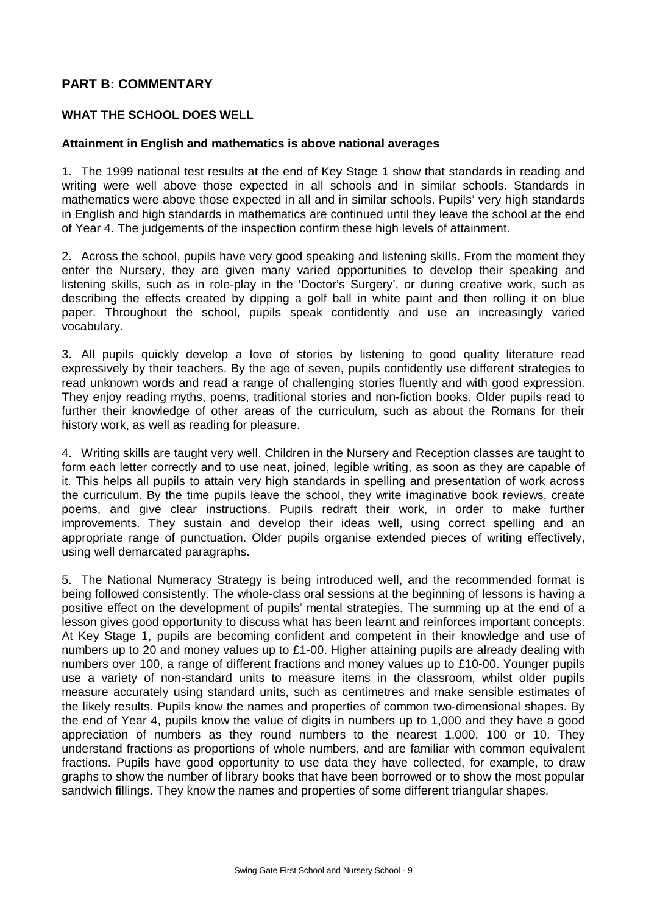## PART B: COMMENTARY

### WHAT THE SCHOOL DOES WELL

**Attainment in English and mathematics is above national averages**

1. The 1999 national test results at the end of Key Stage 1 show that standards in reading and writing were well above those expected in all schools and in similar schools. Standards in mathematics were above those expected in all and in similar schools. Pupils' very high standards in English and high standards in mathematics are continued until they leave the school at the end of Year 4. The judgements of the inspection confirm these high levels of attainment.

2. Across the school, pupils have very good speaking and listening skills. From the moment they enter the Nursery, they are given many varied opportunities to develop their speaking and listening skills, such as in role-play in the 'Doctor's Surgery', or during creative work, such as describing the effects created by dipping a golf ball in white paint and then rolling it on blue paper. Throughout the school, pupils speak confidently and use an increasingly varied vocabulary.

3. All pupils quickly develop a love of stories by listening to good quality literature read expressively by their teachers. By the age of seven, pupils confidently use different strategies to read unknown words and read a range of challenging stories fluently and with good expression. They enjoy reading myths, poems, traditional stories and non-fiction books. Older pupils read to further their knowledge of other areas of the curriculum, such as about the Romans for their history work, as well as reading for pleasure.

4. Writing skills are taught very well. Children in the Nursery and Reception classes are taught to form each letter correctly and to use neat, joined, legible writing, as soon as they are capable of it. This helps all pupils to attain very high standards in spelling and presentation of work across the curriculum. By the time pupils leave the school, they write imaginative book reviews, create poems, and give clear instructions. Pupils redraft their work, in order to make further improvements. They sustain and develop their ideas well, using correct spelling and an appropriate range of punctuation. Older pupils organise extended pieces of writing effectively, using well demarcated paragraphs.

5. The National Numeracy Strategy is being introduced well, and the recommended format is being followed consistently. The whole-class oral sessions at the beginning of lessons is having a positive effect on the development of pupils' mental strategies. The summing up at the end of a lesson gives good opportunity to discuss what has been learnt and reinforces important concepts. At Key Stage 1, pupils are becoming confident and competent in their knowledge and use of numbers up to 20 and money values up to £1-00. Higher attaining pupils are already dealing with numbers over 100, a range of different fractions and money values up to £10-00. Younger pupils use a variety of non-standard units to measure items in the classroom, whilst older pupils measure accurately using standard units, such as centimetres and make sensible estimates of the likely results. Pupils know the names and properties of common two-dimensional shapes. By the end of Year 4, pupils know the value of digits in numbers up to 1,000 and they have a good appreciation of numbers as they round numbers to the nearest 1,000, 100 or 10. They understand fractions as proportions of whole numbers, and are familiar with common equivalent fractions. Pupils have good opportunity to use data they have collected, for example, to draw graphs to show the number of library books that have been borrowed or to show the most popular sandwich fillings. They know the names and properties of some different triangular shapes.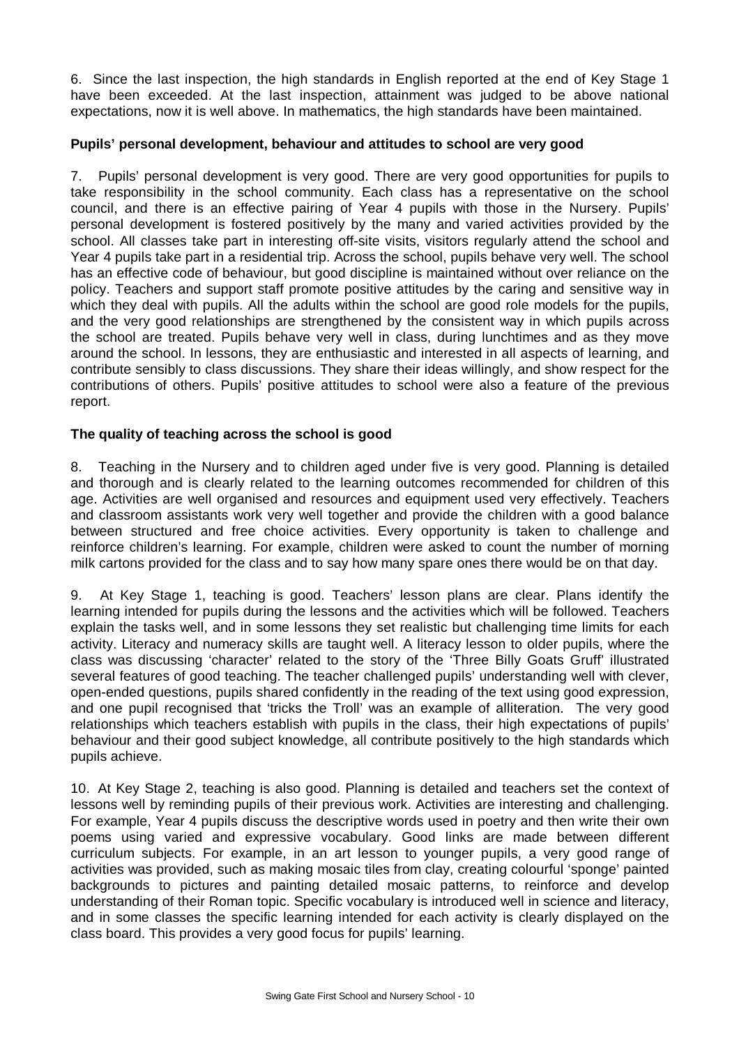6. Since the last inspection, the high standards in English reported at the end of Key Stage 1 have been exceeded. At the last inspection, attainment was judged to be above national expectations, now it is well above. In mathematics, the high standards have been maintained.

**Pupils' personal development, behaviour and attitudes to school are very good**

7. Pupils' personal development is very good. There are very good opportunities for pupils to take responsibility in the school community. Each class has a representative on the school council, and there is an effective pairing of Year 4 pupils with those in the Nursery. Pupils' personal development is fostered positively by the many and varied activities provided by the school. All classes take part in interesting off-site visits, visitors regularly attend the school and Year 4 pupils take part in a residential trip. Across the school, pupils behave very well. The school has an effective code of behaviour, but good discipline is maintained without over reliance on the policy. Teachers and support staff promote positive attitudes by the caring and sensitive way in which they deal with pupils. All the adults within the school are good role models for the pupils, and the very good relationships are strengthened by the consistent way in which pupils across the school are treated. Pupils behave very well in class, during lunchtimes and as they move around the school. In lessons, they are enthusiastic and interested in all aspects of learning, and contribute sensibly to class discussions. They share their ideas willingly, and show respect for the contributions of others. Pupils' positive attitudes to school were also a feature of the previous report.

**The quality of teaching across the school is good**

8. Teaching in the Nursery and to children aged under five is very good. Planning is detailed and thorough and is clearly related to the learning outcomes recommended for children of this age. Activities are well organised and resources and equipment used very effectively. Teachers and classroom assistants work very well together and provide the children with a good balance between structured and free choice activities. Every opportunity is taken to challenge and reinforce children's learning. For example, children were asked to count the number of morning milk cartons provided for the class and to say how many spare ones there would be on that day.

9. At Key Stage 1, teaching is good. Teachers' lesson plans are clear. Plans identify the learning intended for pupils during the lessons and the activities which will be followed. Teachers explain the tasks well, and in some lessons they set realistic but challenging time limits for each activity. Literacy and numeracy skills are taught well. A literacy lesson to older pupils, where the class was discussing 'character' related to the story of the 'Three Billy Goats Gruff' illustrated several features of good teaching. The teacher challenged pupils' understanding well with clever, open-ended questions, pupils shared confidently in the reading of the text using good expression, and one pupil recognised that 'tricks the Troll' was an example of alliteration. The very good relationships which teachers establish with pupils in the class, their high expectations of pupils' behaviour and their good subject knowledge, all contribute positively to the high standards which pupils achieve.

10. At Key Stage 2, teaching is also good. Planning is detailed and teachers set the context of lessons well by reminding pupils of their previous work. Activities are interesting and challenging. For example, Year 4 pupils discuss the descriptive words used in poetry and then write their own poems using varied and expressive vocabulary. Good links are made between different curriculum subjects. For example, in an art lesson to younger pupils, a very good range of activities was provided, such as making mosaic tiles from clay, creating colourful 'sponge' painted backgrounds to pictures and painting detailed mosaic patterns, to reinforce and develop understanding of their Roman topic. Specific vocabulary is introduced well in science and literacy, and in some classes the specific learning intended for each activity is clearly displayed on the class board. This provides a very good focus for pupils' learning.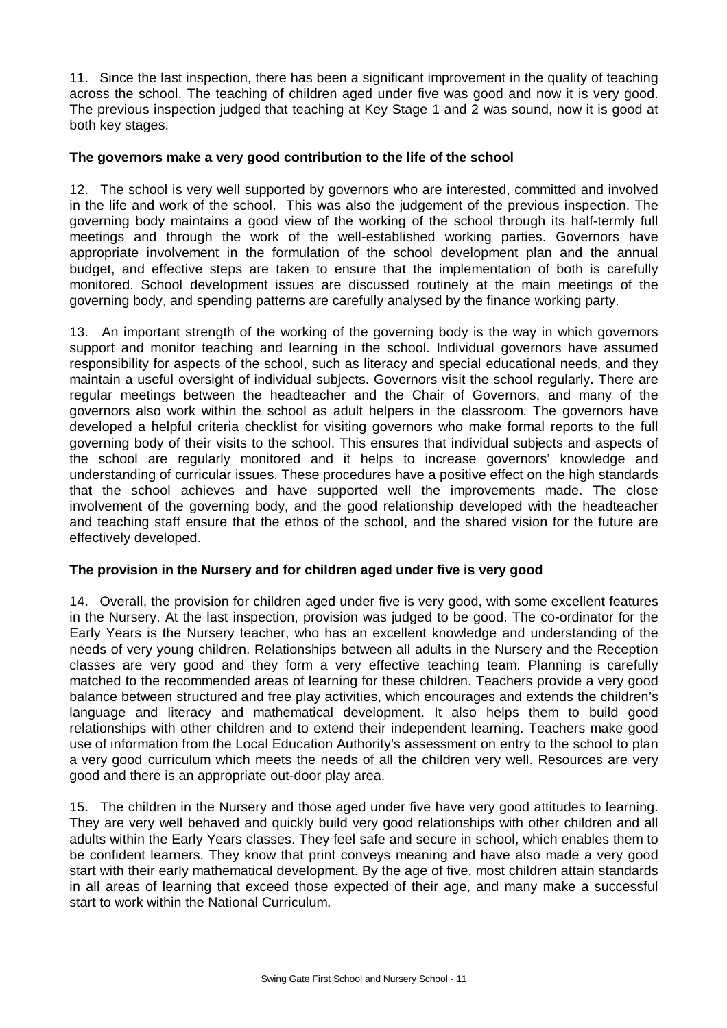11. Since the last inspection, there has been a significant improvement in the quality of teaching across the school. The teaching of children aged under five was good and now it is very good. The previous inspection judged that teaching at Key Stage 1 and 2 was sound, now it is good at both key stages.

**The governors make a very good contribution to the life of the school**

12. The school is very well supported by governors who are interested, committed and involved in the life and work of the school. This was also the judgement of the previous inspection. The governing body maintains a good view of the working of the school through its half-termly full meetings and through the work of the well-established working parties. Governors have appropriate involvement in the formulation of the school development plan and the annual budget, and effective steps are taken to ensure that the implementation of both is carefully monitored. School development issues are discussed routinely at the main meetings of the governing body, and spending patterns are carefully analysed by the finance working party.

13. An important strength of the working of the governing body is the way in which governors support and monitor teaching and learning in the school. Individual governors have assumed responsibility for aspects of the school, such as literacy and special educational needs, and they maintain a useful oversight of individual subjects. Governors visit the school regularly. There are regular meetings between the headteacher and the Chair of Governors, and many of the governors also work within the school as adult helpers in the classroom. The governors have developed a helpful criteria checklist for visiting governors who make formal reports to the full governing body of their visits to the school. This ensures that individual subjects and aspects of the school are regularly monitored and it helps to increase governors' knowledge and understanding of curricular issues. These procedures have a positive effect on the high standards that the school achieves and have supported well the improvements made. The close involvement of the governing body, and the good relationship developed with the headteacher and teaching staff ensure that the ethos of the school, and the shared vision for the future are effectively developed.

**The provision in the Nursery and for children aged under five is very good**

14. Overall, the provision for children aged under five is very good, with some excellent features in the Nursery. At the last inspection, provision was judged to be good. The co-ordinator for the Early Years is the Nursery teacher, who has an excellent knowledge and understanding of the needs of very young children. Relationships between all adults in the Nursery and the Reception classes are very good and they form a very effective teaching team. Planning is carefully matched to the recommended areas of learning for these children. Teachers provide a very good balance between structured and free play activities, which encourages and extends the children's language and literacy and mathematical development. It also helps them to build good relationships with other children and to extend their independent learning. Teachers make good use of information from the Local Education Authority's assessment on entry to the school to plan a very good curriculum which meets the needs of all the children very well. Resources are very good and there is an appropriate out-door play area.

15. The children in the Nursery and those aged under five have very good attitudes to learning. They are very well behaved and quickly build very good relationships with other children and all adults within the Early Years classes. They feel safe and secure in school, which enables them to be confident learners. They know that print conveys meaning and have also made a very good start with their early mathematical development. By the age of five, most children attain standards in all areas of learning that exceed those expected of their age, and many make a successful start to work within the National Curriculum.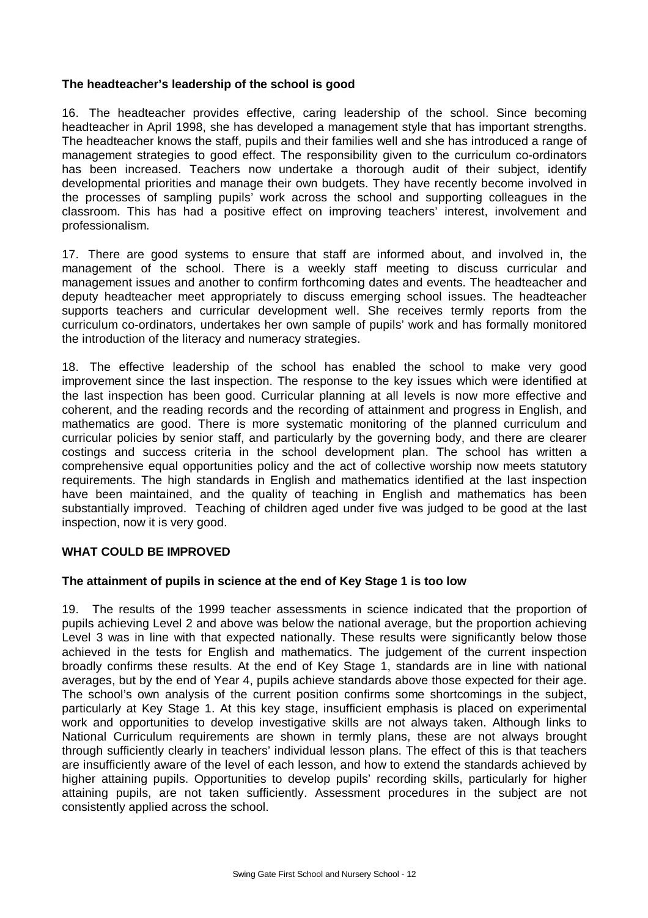**The headteacher's leadership of the school is good**

16. The headteacher provides effective, caring leadership of the school. Since becoming headteacher in April 1998, she has developed a management style that has important strengths. The headteacher knows the staff, pupils and their families well and she has introduced a range of management strategies to good effect. The responsibility given to the curriculum co-ordinators has been increased. Teachers now undertake a thorough audit of their subject, identify developmental priorities and manage their own budgets. They have recently become involved in the processes of sampling pupils' work across the school and supporting colleagues in the classroom. This has had a positive effect on improving teachers' interest, involvement and professionalism.

17. There are good systems to ensure that staff are informed about, and involved in, the management of the school. There is a weekly staff meeting to discuss curricular and management issues and another to confirm forthcoming dates and events. The headteacher and deputy headteacher meet appropriately to discuss emerging school issues. The headteacher supports teachers and curricular development well. She receives termly reports from the curriculum co-ordinators, undertakes her own sample of pupils' work and has formally monitored the introduction of the literacy and numeracy strategies.

18. The effective leadership of the school has enabled the school to make very good improvement since the last inspection. The response to the key issues which were identified at the last inspection has been good. Curricular planning at all levels is now more effective and coherent, and the reading records and the recording of attainment and progress in English, and mathematics are good. There is more systematic monitoring of the planned curriculum and curricular policies by senior staff, and particularly by the governing body, and there are clearer costings and success criteria in the school development plan. The school has written a comprehensive equal opportunities policy and the act of collective worship now meets statutory requirements. The high standards in English and mathematics identified at the last inspection have been maintained, and the quality of teaching in English and mathematics has been substantially improved. Teaching of children aged under five was judged to be good at the last inspection, now it is very good.

## WHAT COULD BE IMPROVED

**The attainment of pupils in science at the end of Key Stage 1 is too low**

19. The results of the 1999 teacher assessments in science indicated that the proportion of pupils achieving Level 2 and above was below the national average, but the proportion achieving Level 3 was in line with that expected nationally. These results were significantly below those achieved in the tests for English and mathematics. The judgement of the current inspection broadly confirms these results. At the end of Key Stage 1, standards are in line with national averages, but by the end of Year 4, pupils achieve standards above those expected for their age. The school's own analysis of the current position confirms some shortcomings in the subject, particularly at Key Stage 1. At this key stage, insufficient emphasis is placed on experimental work and opportunities to develop investigative skills are not always taken. Although links to National Curriculum requirements are shown in termly plans, these are not always brought through sufficiently clearly in teachers' individual lesson plans. The effect of this is that teachers are insufficiently aware of the level of each lesson, and how to extend the standards achieved by higher attaining pupils. Opportunities to develop pupils' recording skills, particularly for higher attaining pupils, are not taken sufficiently. Assessment procedures in the subject are not consistently applied across the school.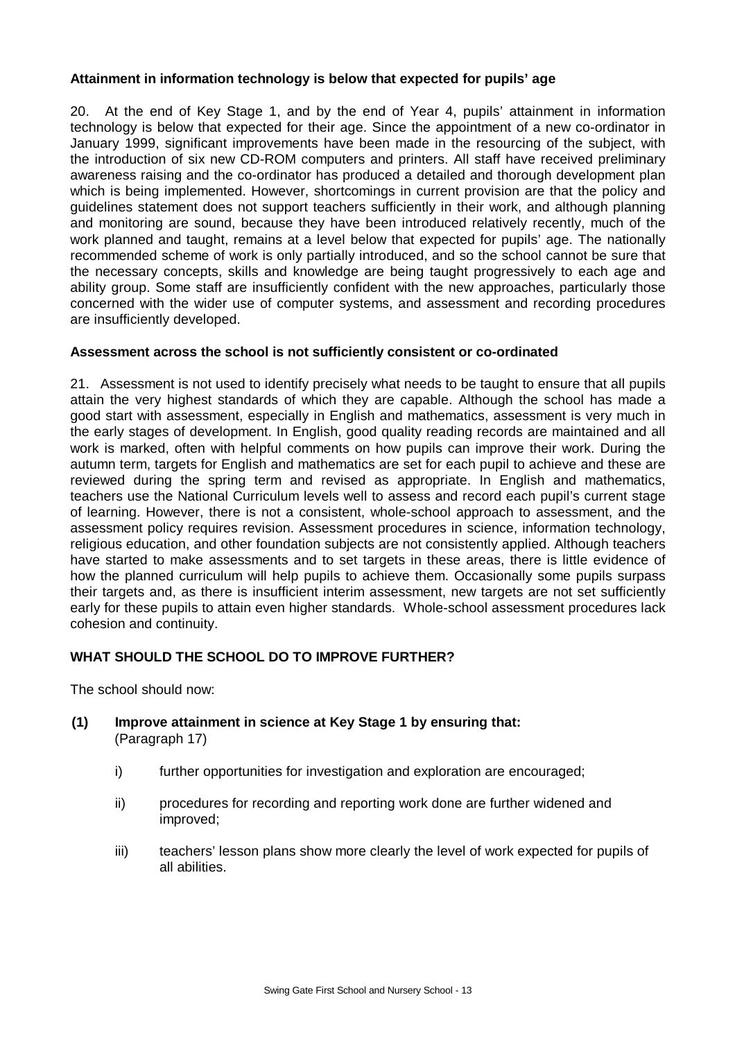**Attainment in information technology is below that expected for pupils' age**

20. At the end of Key Stage 1, and by the end of Year 4, pupils' attainment in information technology is below that expected for their age. Since the appointment of a new co-ordinator in January 1999, significant improvements have been made in the resourcing of the subject, with the introduction of six new CD-ROM computers and printers. All staff have received preliminary awareness raising and the co-ordinator has produced a detailed and thorough development plan which is being implemented. However, shortcomings in current provision are that the policy and guidelines statement does not support teachers sufficiently in their work, and although planning and monitoring are sound, because they have been introduced relatively recently, much of the work planned and taught, remains at a level below that expected for pupils' age. The nationally recommended scheme of work is only partially introduced, and so the school cannot be sure that the necessary concepts, skills and knowledge are being taught progressively to each age and ability group. Some staff are insufficiently confident with the new approaches, particularly those concerned with the wider use of computer systems, and assessment and recording procedures are insufficiently developed.

**Assessment across the school is not sufficiently consistent or co-ordinated**

21. Assessment is not used to identify precisely what needs to be taught to ensure that all pupils attain the very highest standards of which they are capable. Although the school has made a good start with assessment, especially in English and mathematics, assessment is very much in the early stages of development. In English, good quality reading records are maintained and all work is marked, often with helpful comments on how pupils can improve their work. During the autumn term, targets for English and mathematics are set for each pupil to achieve and these are reviewed during the spring term and revised as appropriate. In English and mathematics, teachers use the National Curriculum levels well to assess and record each pupil's current stage of learning. However, there is not a consistent, whole-school approach to assessment, and the assessment policy requires revision. Assessment procedures in science, information technology, religious education, and other foundation subjects are not consistently applied. Although teachers have started to make assessments and to set targets in these areas, there is little evidence of how the planned curriculum will help pupils to achieve them. Occasionally some pupils surpass their targets and, as there is insufficient interim assessment, new targets are not set sufficiently early for these pupils to attain even higher standards. Whole-school assessment procedures lack cohesion and continuity.

## WHAT SHOULD THE SCHOOL DO TO IMPROVE FURTHER?

The school should now:

**(1) Improve attainment in science at Key Stage 1 by ensuring that:**
(Paragraph 17)

i) further opportunities for investigation and exploration are encouraged;

ii) procedures for recording and reporting work done are further widened and improved;

iii) teachers' lesson plans show more clearly the level of work expected for pupils of all abilities.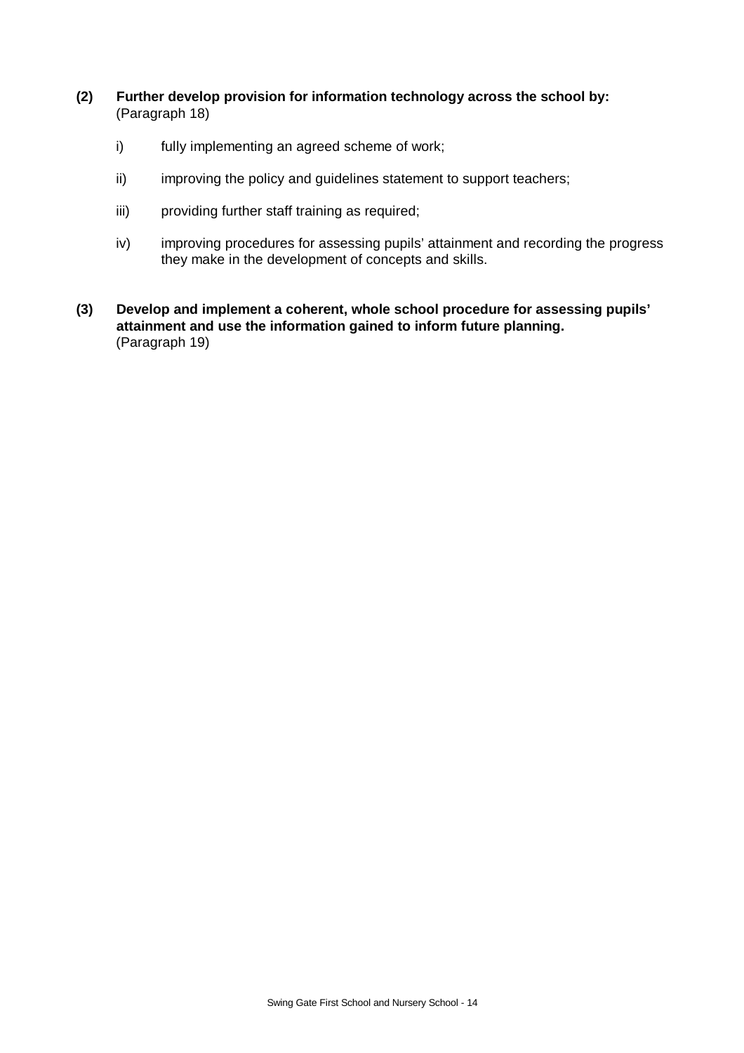**(2) Further develop provision for information technology across the school by:**
(Paragraph 18)

i) fully implementing an agreed scheme of work;

ii) improving the policy and guidelines statement to support teachers;

iii) providing further staff training as required;

iv) improving procedures for assessing pupils' attainment and recording the progress they make in the development of concepts and skills.

**(3) Develop and implement a coherent, whole school procedure for assessing pupils' attainment and use the information gained to inform future planning.**
(Paragraph 19)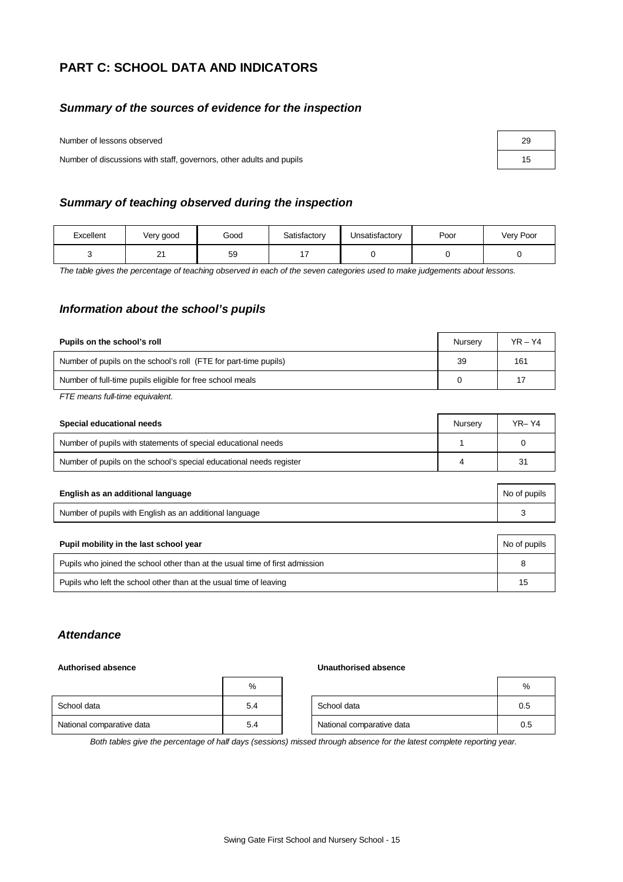# PART C: SCHOOL DATA AND INDICATORS

## *Summary of the sources of evidence for the inspection*

| | |
|---|---|
| Number of lessons observed | 29 |
| Number of discussions with staff, governors, other adults and pupils | 15 |

## *Summary of teaching observed during the inspection*

| Excellent | Very good | Good | Satisfactory | Unsatisfactory | Poor | Very Poor |
|---|---|---|---|---|---|---|
| 3 | 21 | 59 | 17 | 0 | 0 | 0 |

*The table gives the percentage of teaching observed in each of the seven categories used to make judgements about lessons.*

## *Information about the school's pupils*

| Pupils on the school's roll | Nursery | YR – Y4 |
|---|---|---|
| Number of pupils on the school's roll (FTE for part-time pupils) | 39 | 161 |
| Number of full-time pupils eligible for free school meals | 0 | 17 |

*FTE means full-time equivalent.*

| Special educational needs | Nursery | YR– Y4 |
|---|---|---|
| Number of pupils with statements of special educational needs | 1 | 0 |
| Number of pupils on the school's special educational needs register | 4 | 31 |

| English as an additional language | No of pupils |
|---|---|
| Number of pupils with English as an additional language | 3 |

| Pupil mobility in the last school year | No of pupils |
|---|---|
| Pupils who joined the school other than at the usual time of first admission | 8 |
| Pupils who left the school other than at the usual time of leaving | 15 |

## *Attendance*

**Authorised absence**

| | % |
|---|---|
| School data | 5.4 |
| National comparative data | 5.4 |

**Unauthorised absence**

| | % |
|---|---|
| School data | 0.5 |
| National comparative data | 0.5 |

*Both tables give the percentage of half days (sessions) missed through absence for the latest complete reporting year.*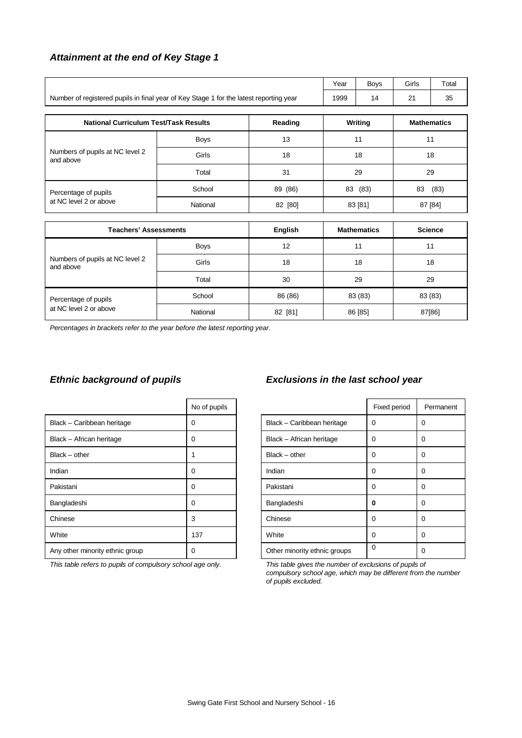### *Attainment at the end of Key Stage 1*

| | Year | Boys | Girls | Total |
|---|---|---|---|---|
| Number of registered pupils in final year of Key Stage 1 for the latest reporting year | 1999 | 14 | 21 | 35 |

| National Curriculum Test/Task Results | | Reading | Writing | Mathematics |
|---|---|---|---|---|
| Numbers of pupils at NC level 2 and above | Boys | 13 | 11 | 11 |
| | Girls | 18 | 18 | 18 |
| | Total | 31 | 29 | 29 |
| Percentage of pupils at NC level 2 or above | School | 89 (86) | 83 (83) | 83 (83) |
| | National | 82 [80] | 83 [81] | 87 [84] |

| Teachers' Assessments | | English | Mathematics | Science |
|---|---|---|---|---|
| Numbers of pupils at NC level 2 and above | Boys | 12 | 11 | 11 |
| | Girls | 18 | 18 | 18 |
| | Total | 30 | 29 | 29 |
| Percentage of pupils at NC level 2 or above | School | 86 (86) | 83 (83) | 83 (83) |
| | National | 82 [81] | 86 [85] | 87[86] |

*Percentages in brackets refer to the year before the latest reporting year.*

### *Ethnic background of pupils*

| | No of pupils |
|---|---|
| Black – Caribbean heritage | 0 |
| Black – African heritage | 0 |
| Black – other | 1 |
| Indian | 0 |
| Pakistani | 0 |
| Bangladeshi | 0 |
| Chinese | 3 |
| White | 137 |
| Any other minority ethnic group | 0 |

*This table refers to pupils of compulsory school age only.*

### *Exclusions in the last school year*

| | Fixed period | Permanent |
|---|---|---|
| Black – Caribbean heritage | 0 | 0 |
| Black – African heritage | 0 | 0 |
| Black – other | 0 | 0 |
| Indian | 0 | 0 |
| Pakistani | 0 | 0 |
| Bangladeshi | **0** | 0 |
| Chinese | 0 | 0 |
| White | 0 | 0 |
| Other minority ethnic groups | 0 | 0 |

*This table gives the number of exclusions of pupils of compulsory school age, which may be different from the number of pupils excluded.*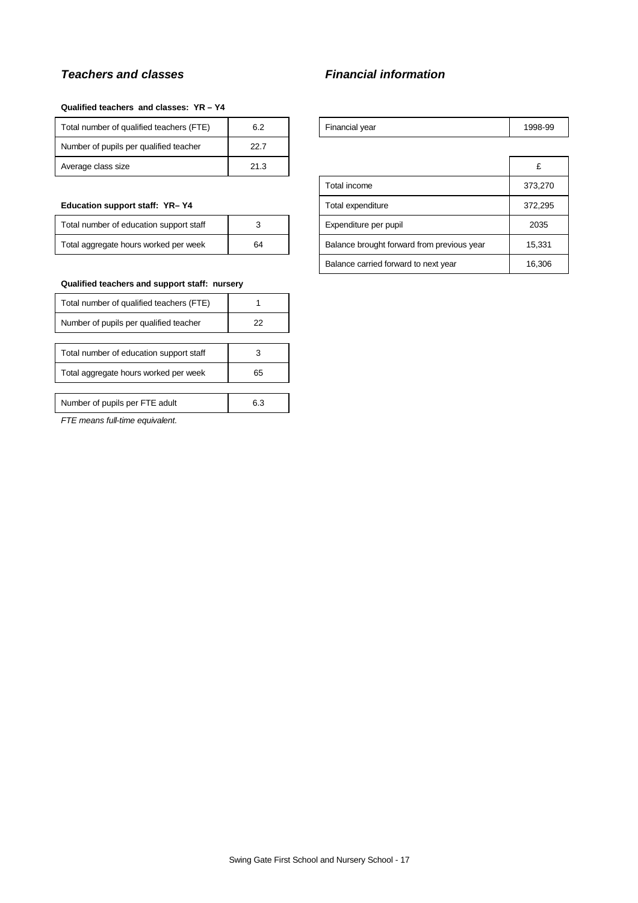## *Teachers and classes*

**Qualified teachers and classes: YR – Y4**

| Total number of qualified teachers (FTE) | 6.2 |
|---|---|
| Number of pupils per qualified teacher | 22.7 |
| Average class size | 21.3 |

**Education support staff: YR– Y4**

| Total number of education support staff | 3 |
|---|---|
| Total aggregate hours worked per week | 64 |

**Qualified teachers and support staff: nursery**

| Total number of qualified teachers (FTE) | 1 |
|---|---|
| Number of pupils per qualified teacher | 22 |

| Total number of education support staff | 3 |
|---|---|
| Total aggregate hours worked per week | 65 |

| Number of pupils per FTE adult | 6.3 |
|---|---|

*FTE means full-time equivalent.*

## *Financial information*

| Financial year | 1998-99 |
|---|---|

| | £ |
|---|---|
| Total income | 373,270 |
| Total expenditure | 372,295 |
| Expenditure per pupil | 2035 |
| Balance brought forward from previous year | 15,331 |
| Balance carried forward to next year | 16,306 |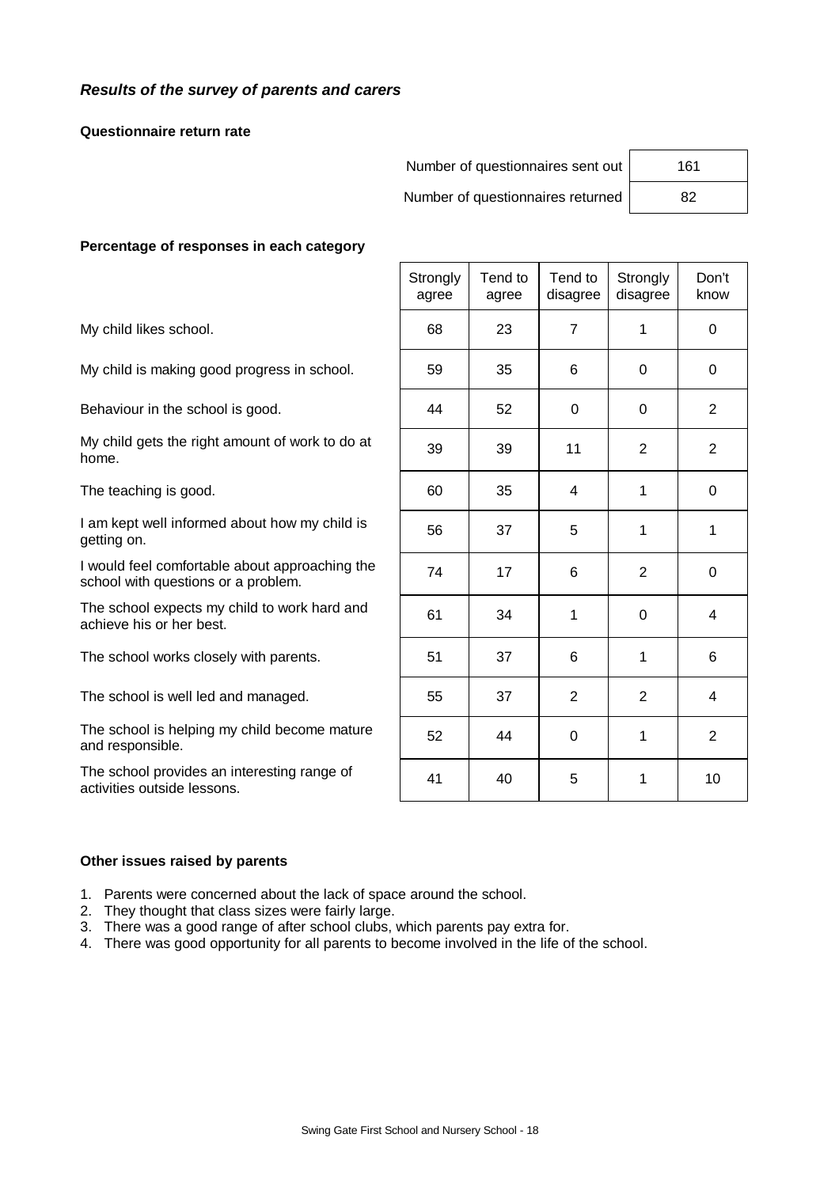### *Results of the survey of parents and carers*

**Questionnaire return rate**

| | |
|---|---|
| Number of questionnaires sent out | 161 |
| Number of questionnaires returned | 82 |

**Percentage of responses in each category**

| | Strongly agree | Tend to agree | Tend to disagree | Strongly disagree | Don't know |
|---|---|---|---|---|---|
| My child likes school. | 68 | 23 | 7 | 1 | 0 |
| My child is making good progress in school. | 59 | 35 | 6 | 0 | 0 |
| Behaviour in the school is good. | 44 | 52 | 0 | 0 | 2 |
| My child gets the right amount of work to do at home. | 39 | 39 | 11 | 2 | 2 |
| The teaching is good. | 60 | 35 | 4 | 1 | 0 |
| I am kept well informed about how my child is getting on. | 56 | 37 | 5 | 1 | 1 |
| I would feel comfortable about approaching the school with questions or a problem. | 74 | 17 | 6 | 2 | 0 |
| The school expects my child to work hard and achieve his or her best. | 61 | 34 | 1 | 0 | 4 |
| The school works closely with parents. | 51 | 37 | 6 | 1 | 6 |
| The school is well led and managed. | 55 | 37 | 2 | 2 | 4 |
| The school is helping my child become mature and responsible. | 52 | 44 | 0 | 1 | 2 |
| The school provides an interesting range of activities outside lessons. | 41 | 40 | 5 | 1 | 10 |

**Other issues raised by parents**

1. Parents were concerned about the lack of space around the school.
2. They thought that class sizes were fairly large.
3. There was a good range of after school clubs, which parents pay extra for.
4. There was good opportunity for all parents to become involved in the life of the school.